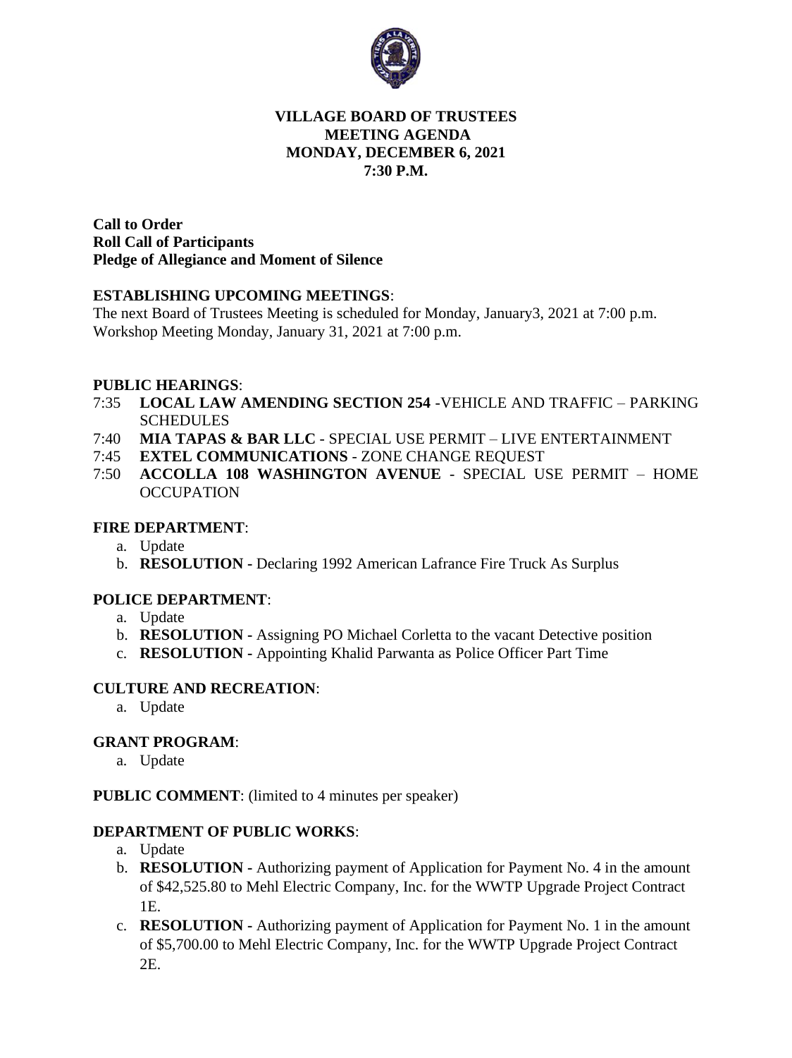**VILLAGE BOARD OF TRUSTEES**
**MEETING AGENDA**
**MONDAY, DECEMBER 6, 2021**
**7:30 P.M.**

**Call to Order**
**Roll Call of Participants**
**Pledge of Allegiance and Moment of Silence**

**ESTABLISHING UPCOMING MEETINGS**:
The next Board of Trustees Meeting is scheduled for Monday, January3, 2021 at 7:00 p.m.
Workshop Meeting Monday, January 31, 2021 at 7:00 p.m.

**PUBLIC HEARINGS**:
7:35 **LOCAL LAW AMENDING SECTION 254** -VEHICLE AND TRAFFIC – PARKING SCHEDULES
7:40 **MIA TAPAS & BAR LLC** - SPECIAL USE PERMIT – LIVE ENTERTAINMENT
7:45 **EXTEL COMMUNICATIONS** - ZONE CHANGE REQUEST
7:50 **ACCOLLA 108 WASHINGTON AVENUE** - SPECIAL USE PERMIT – HOME OCCUPATION

**FIRE DEPARTMENT**:
a. Update
b. **RESOLUTION -** Declaring 1992 American Lafrance Fire Truck As Surplus

**POLICE DEPARTMENT**:
a. Update
b. **RESOLUTION -** Assigning PO Michael Corletta to the vacant Detective position
c. **RESOLUTION -** Appointing Khalid Parwanta as Police Officer Part Time

**CULTURE AND RECREATION**:
a. Update

**GRANT PROGRAM**:
a. Update

**PUBLIC COMMENT**: (limited to 4 minutes per speaker)

**DEPARTMENT OF PUBLIC WORKS**:
a. Update
b. **RESOLUTION -** Authorizing payment of Application for Payment No. 4 in the amount of $42,525.80 to Mehl Electric Company, Inc. for the WWTP Upgrade Project Contract 1E.
c. **RESOLUTION -** Authorizing payment of Application for Payment No. 1 in the amount of $5,700.00 to Mehl Electric Company, Inc. for the WWTP Upgrade Project Contract 2E.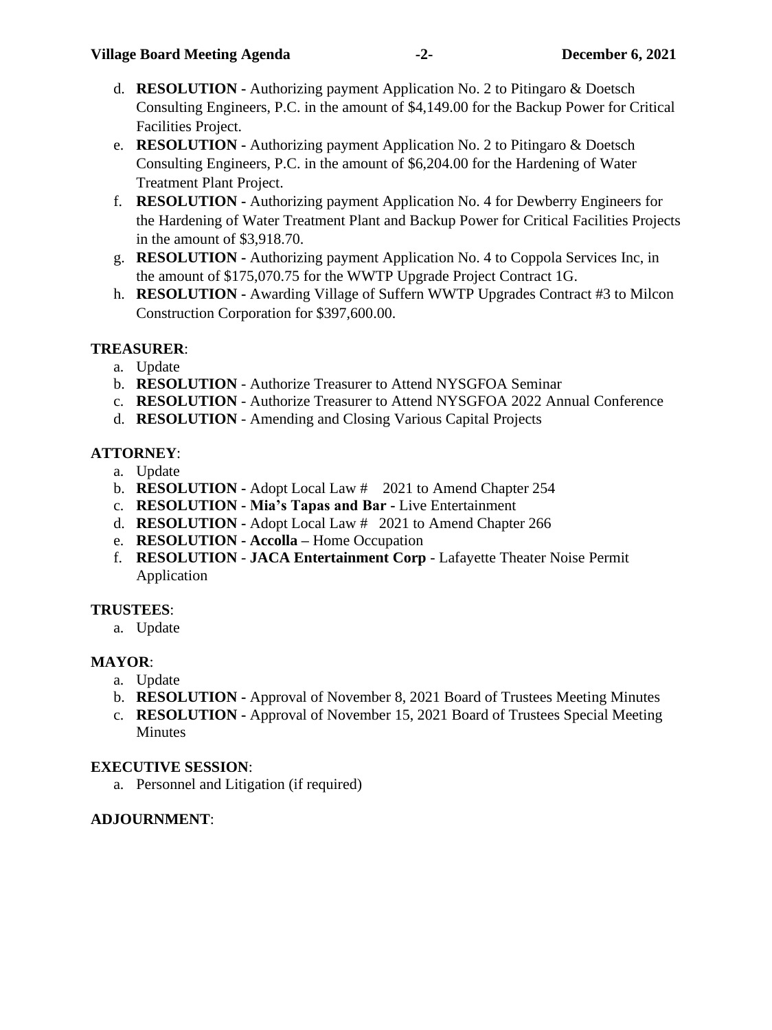d. **RESOLUTION -** Authorizing payment Application No. 2 to Pitingaro & Doetsch Consulting Engineers, P.C. in the amount of $4,149.00 for the Backup Power for Critical Facilities Project.
e. **RESOLUTION -** Authorizing payment Application No. 2 to Pitingaro & Doetsch Consulting Engineers, P.C. in the amount of $6,204.00 for the Hardening of Water Treatment Plant Project.
f. **RESOLUTION -** Authorizing payment Application No. 4 for Dewberry Engineers for the Hardening of Water Treatment Plant and Backup Power for Critical Facilities Projects in the amount of $3,918.70.
g. **RESOLUTION -** Authorizing payment Application No. 4 to Coppola Services Inc, in the amount of $175,070.75 for the WWTP Upgrade Project Contract 1G.
h. **RESOLUTION -** Awarding Village of Suffern WWTP Upgrades Contract #3 to Milcon Construction Corporation for $397,600.00.

**TREASURER**:

a. Update
b. **RESOLUTION** - Authorize Treasurer to Attend NYSGFOA Seminar
c. **RESOLUTION** - Authorize Treasurer to Attend NYSGFOA 2022 Annual Conference
d. **RESOLUTION** - Amending and Closing Various Capital Projects

**ATTORNEY**:

a. Update
b. **RESOLUTION -** Adopt Local Law #    2021 to Amend Chapter 254
c. **RESOLUTION - Mia's Tapas and Bar -** Live Entertainment
d. **RESOLUTION -** Adopt Local Law #   2021 to Amend Chapter 266
e. **RESOLUTION - Accolla –** Home Occupation
f. **RESOLUTION** - **JACA Entertainment Corp** - Lafayette Theater Noise Permit Application

**TRUSTEES**:

a. Update

**MAYOR**:

a. Update
b. **RESOLUTION -** Approval of November 8, 2021 Board of Trustees Meeting Minutes
c. **RESOLUTION -** Approval of November 15, 2021 Board of Trustees Special Meeting Minutes

**EXECUTIVE SESSION**:

a. Personnel and Litigation (if required)

**ADJOURNMENT**: